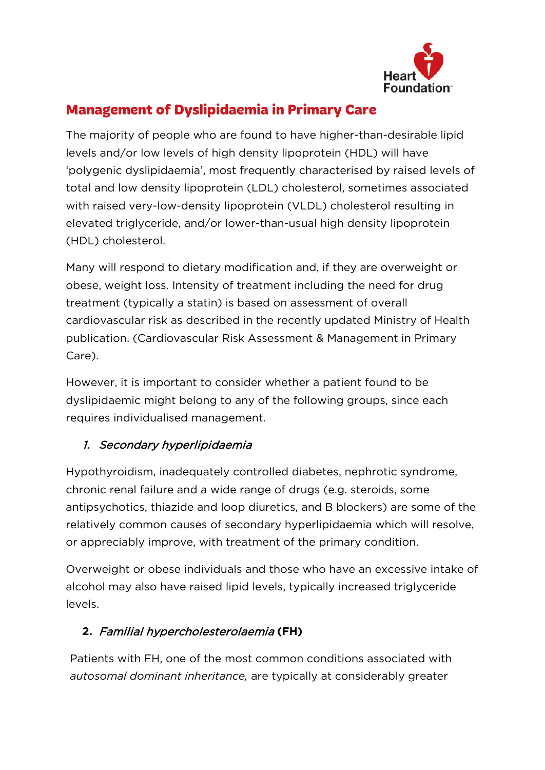# Management of Dyslipidaemia in Primary Care

The majority of people who are found to have higher-than-desirable lipid levels and/or low levels of high density lipoprotein (HDL) will have 'polygenic dyslipidaemia', most frequently characterised by raised levels of total and low density lipoprotein (LDL) cholesterol, sometimes associated with raised very-low-density lipoprotein (VLDL) cholesterol resulting in elevated triglyceride, and/or lower-than-usual high density lipoprotein (HDL) cholesterol.

Many will respond to dietary modification and, if they are overweight or obese, weight loss. Intensity of treatment including the need for drug treatment (typically a statin) is based on assessment of overall cardiovascular risk as described in the recently updated Ministry of Health publication. (Cardiovascular Risk Assessment & Management in Primary Care).

However, it is important to consider whether a patient found to be dyslipidaemic might belong to any of the following groups, since each requires individualised management.

1. *Secondary hyperlipidaemia*

Hypothyroidism, inadequately controlled diabetes, nephrotic syndrome, chronic renal failure and a wide range of drugs (e.g. steroids, some antipsychotics, thiazide and loop diuretics, and B blockers) are some of the relatively common causes of secondary hyperlipidaemia which will resolve, or appreciably improve, with treatment of the primary condition.

Overweight or obese individuals and those who have an excessive intake of alcohol may also have raised lipid levels, typically increased triglyceride levels.

2. ***Familial hypercholesterolaemia* (FH)**

Patients with FH, one of the most common conditions associated with *autosomal dominant inheritance,* are typically at considerably greater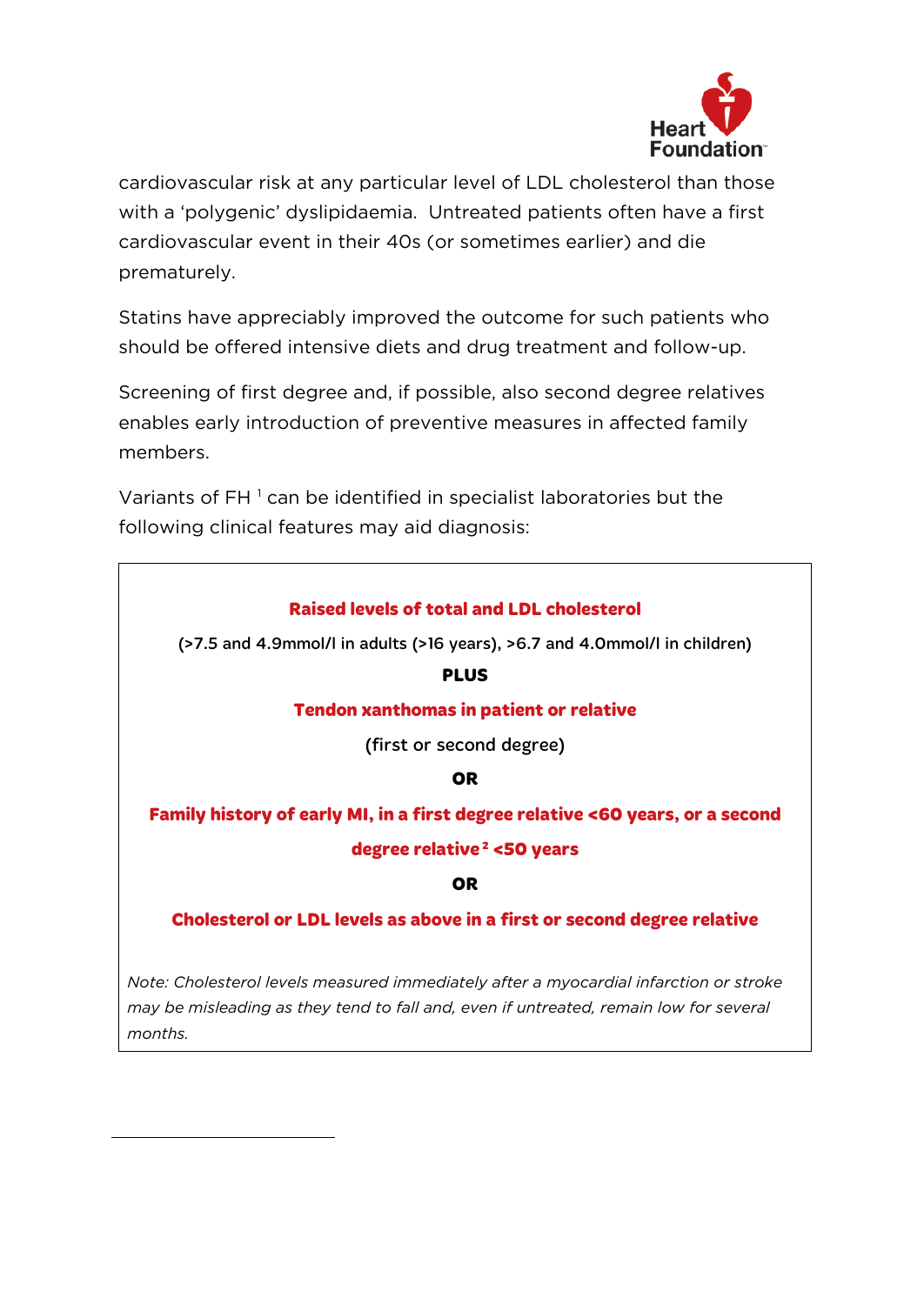cardiovascular risk at any particular level of LDL cholesterol than those with a 'polygenic' dyslipidaemia. Untreated patients often have a first cardiovascular event in their 40s (or sometimes earlier) and die prematurely.

Statins have appreciably improved the outcome for such patients who should be offered intensive diets and drug treatment and follow-up.

Screening of first degree and, if possible, also second degree relatives enables early introduction of preventive measures in affected family members.

Variants of FH [1] can be identified in specialist laboratories but the following clinical features may aid diagnosis:

**Raised levels of total and LDL cholesterol**

(>7.5 and 4.9mmol/l in adults (>16 years), >6.7 and 4.0mmol/l in children)

**PLUS**

**Tendon xanthomas in patient or relative**

(first or second degree)

**OR**

**Family history of early MI, in a first degree relative <60 years, or a second degree relative [2] <50 years**

**OR**

**Cholesterol or LDL levels as above in a first or second degree relative**

*Note: Cholesterol levels measured immediately after a myocardial infarction or stroke may be misleading as they tend to fall and, even if untreated, remain low for several months.*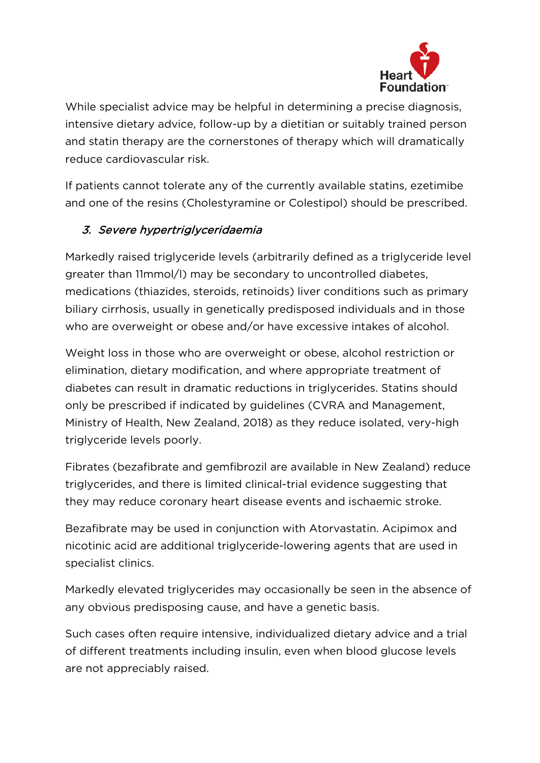While specialist advice may be helpful in determining a precise diagnosis, intensive dietary advice, follow-up by a dietitian or suitably trained person and statin therapy are the cornerstones of therapy which will dramatically reduce cardiovascular risk.

If patients cannot tolerate any of the currently available statins, ezetimibe and one of the resins (Cholestyramine or Colestipol) should be prescribed.

### *3. Severe hypertriglyceridaemia*

Markedly raised triglyceride levels (arbitrarily defined as a triglyceride level greater than 11mmol/l) may be secondary to uncontrolled diabetes, medications (thiazides, steroids, retinoids) liver conditions such as primary biliary cirrhosis, usually in genetically predisposed individuals and in those who are overweight or obese and/or have excessive intakes of alcohol.

Weight loss in those who are overweight or obese, alcohol restriction or elimination, dietary modification, and where appropriate treatment of diabetes can result in dramatic reductions in triglycerides. Statins should only be prescribed if indicated by guidelines (CVRA and Management, Ministry of Health, New Zealand, 2018) as they reduce isolated, very-high triglyceride levels poorly.

Fibrates (bezafibrate and gemfibrozil are available in New Zealand) reduce triglycerides, and there is limited clinical-trial evidence suggesting that they may reduce coronary heart disease events and ischaemic stroke.

Bezafibrate may be used in conjunction with Atorvastatin. Acipimox and nicotinic acid are additional triglyceride-lowering agents that are used in specialist clinics.

Markedly elevated triglycerides may occasionally be seen in the absence of any obvious predisposing cause, and have a genetic basis.

Such cases often require intensive, individualized dietary advice and a trial of different treatments including insulin, even when blood glucose levels are not appreciably raised.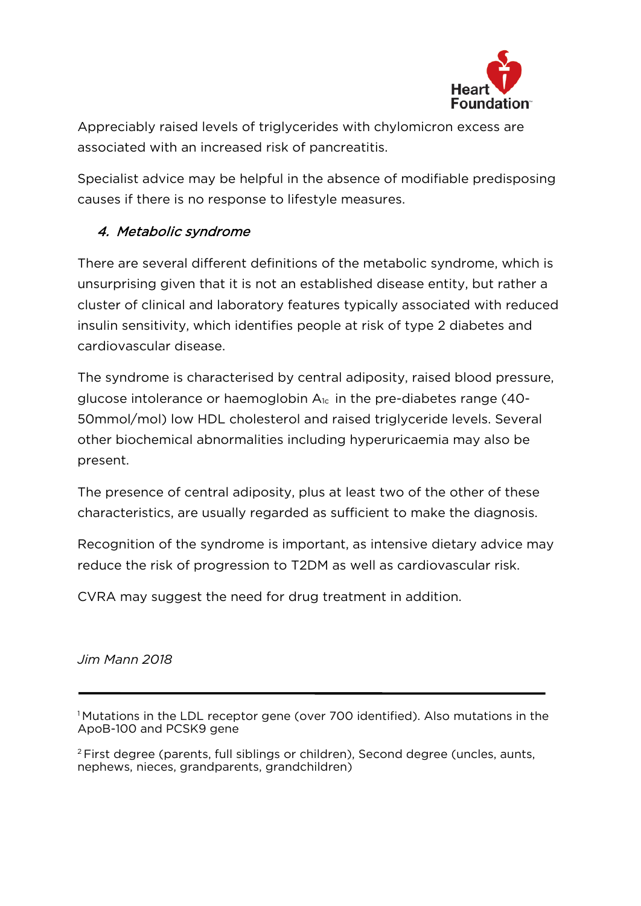Appreciably raised levels of triglycerides with chylomicron excess are associated with an increased risk of pancreatitis.

Specialist advice may be helpful in the absence of modifiable predisposing causes if there is no response to lifestyle measures.

### *4. Metabolic syndrome*

There are several different definitions of the metabolic syndrome, which is unsurprising given that it is not an established disease entity, but rather a cluster of clinical and laboratory features typically associated with reduced insulin sensitivity, which identifies people at risk of type 2 diabetes and cardiovascular disease.

The syndrome is characterised by central adiposity, raised blood pressure, glucose intolerance or haemoglobin $A_{1c}$ in the pre-diabetes range (40-50mmol/mol) low HDL cholesterol and raised triglyceride levels. Several other biochemical abnormalities including hyperuricaemia may also be present.

The presence of central adiposity, plus at least two of the other of these characteristics, are usually regarded as sufficient to make the diagnosis.

Recognition of the syndrome is important, as intensive dietary advice may reduce the risk of progression to T2DM as well as cardiovascular risk.

CVRA may suggest the need for drug treatment in addition.

*Jim Mann 2018*

---

[1] Mutations in the LDL receptor gene (over 700 identified). Also mutations in the ApoB-100 and PCSK9 gene

[2] First degree (parents, full siblings or children), Second degree (uncles, aunts, nephews, nieces, grandparents, grandchildren)